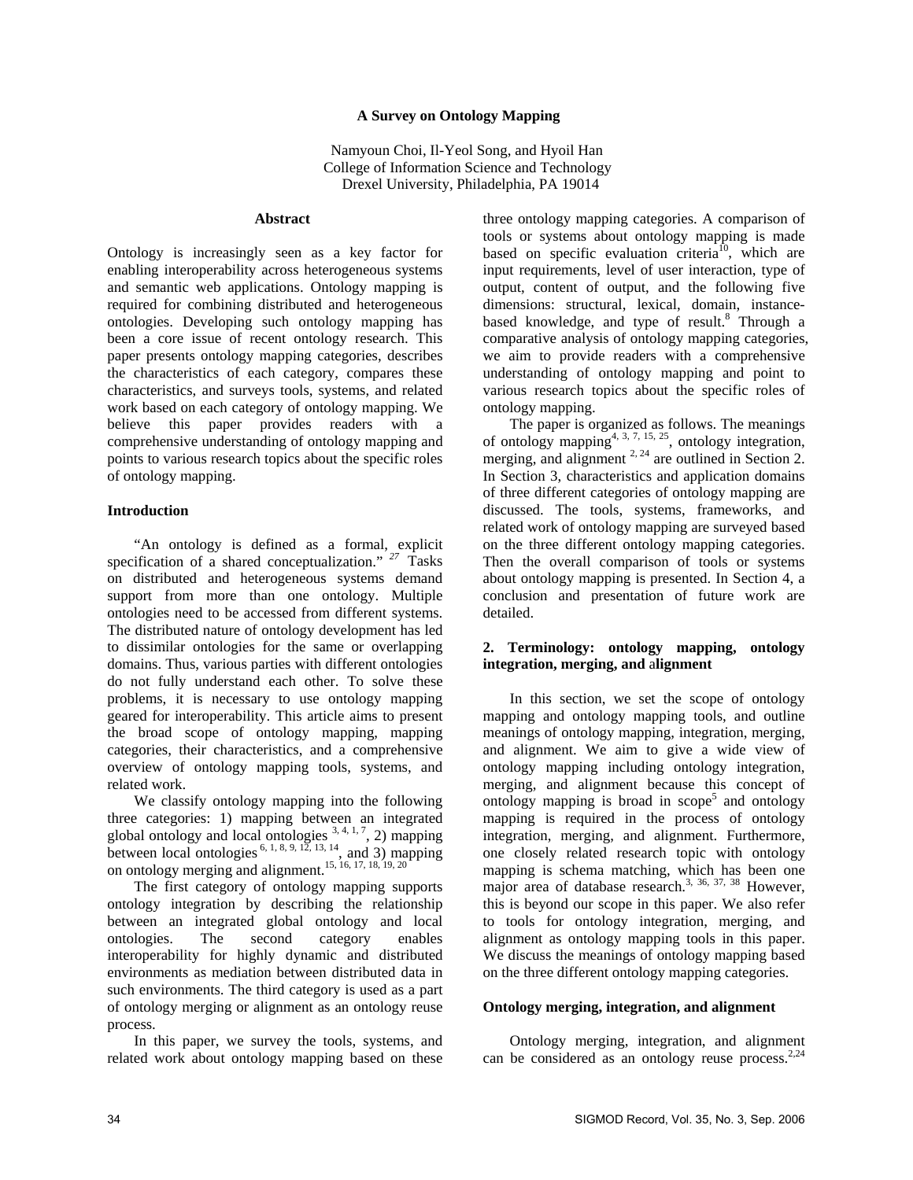# A Survey on Ontology Mapping

Namyoun Choi, Il-Yeol Song, and Hyoil Han
College of Information Science and Technology
Drexel University, Philadelphia, PA 19014

## Abstract

Ontology is increasingly seen as a key factor for enabling interoperability across heterogeneous systems and semantic web applications. Ontology mapping is required for combining distributed and heterogeneous ontologies. Developing such ontology mapping has been a core issue of recent ontology research. This paper presents ontology mapping categories, describes the characteristics of each category, compares these characteristics, and surveys tools, systems, and related work based on each category of ontology mapping. We believe this paper provides readers with a comprehensive understanding of ontology mapping and points to various research topics about the specific roles of ontology mapping.

## Introduction

"An ontology is defined as a formal, explicit specification of a shared conceptualization." [27] Tasks on distributed and heterogeneous systems demand support from more than one ontology. Multiple ontologies need to be accessed from different systems. The distributed nature of ontology development has led to dissimilar ontologies for the same or overlapping domains. Thus, various parties with different ontologies do not fully understand each other. To solve these problems, it is necessary to use ontology mapping geared for interoperability. This article aims to present the broad scope of ontology mapping, mapping categories, their characteristics, and a comprehensive overview of ontology mapping tools, systems, and related work.

We classify ontology mapping into the following three categories: 1) mapping between an integrated global ontology and local ontologies [3, 4, 1, 7], 2) mapping between local ontologies [6, 1, 8, 9, 12, 13, 14], and 3) mapping on ontology merging and alignment.[15, 16, 17, 18, 19, 20]

The first category of ontology mapping supports ontology integration by describing the relationship between an integrated global ontology and local ontologies. The second category enables interoperability for highly dynamic and distributed environments as mediation between distributed data in such environments. The third category is used as a part of ontology merging or alignment as an ontology reuse process.

In this paper, we survey the tools, systems, and related work about ontology mapping based on these three ontology mapping categories. A comparison of tools or systems about ontology mapping is made based on specific evaluation criteria[10], which are input requirements, level of user interaction, type of output, content of output, and the following five dimensions: structural, lexical, domain, instance-based knowledge, and type of result.[8] Through a comparative analysis of ontology mapping categories, we aim to provide readers with a comprehensive understanding of ontology mapping and point to various research topics about the specific roles of ontology mapping.

The paper is organized as follows. The meanings of ontology mapping[4, 3, 7, 15, 25], ontology integration, merging, and alignment [2, 24] are outlined in Section 2. In Section 3, characteristics and application domains of three different categories of ontology mapping are discussed. The tools, systems, frameworks, and related work of ontology mapping are surveyed based on the three different ontology mapping categories. Then the overall comparison of tools or systems about ontology mapping is presented. In Section 4, a conclusion and presentation of future work are detailed.

## 2. Terminology: ontology mapping, ontology integration, merging, and alignment

In this section, we set the scope of ontology mapping and ontology mapping tools, and outline meanings of ontology mapping, integration, merging, and alignment. We aim to give a wide view of ontology mapping including ontology integration, merging, and alignment because this concept of ontology mapping is broad in scope[5] and ontology mapping is required in the process of ontology integration, merging, and alignment. Furthermore, one closely related research topic with ontology mapping is schema matching, which has been one major area of database research.[3, 36, 37, 38] However, this is beyond our scope in this paper. We also refer to tools for ontology integration, merging, and alignment as ontology mapping tools in this paper. We discuss the meanings of ontology mapping based on the three different ontology mapping categories.

### Ontology merging, integration, and alignment

Ontology merging, integration, and alignment can be considered as an ontology reuse process.[2,24]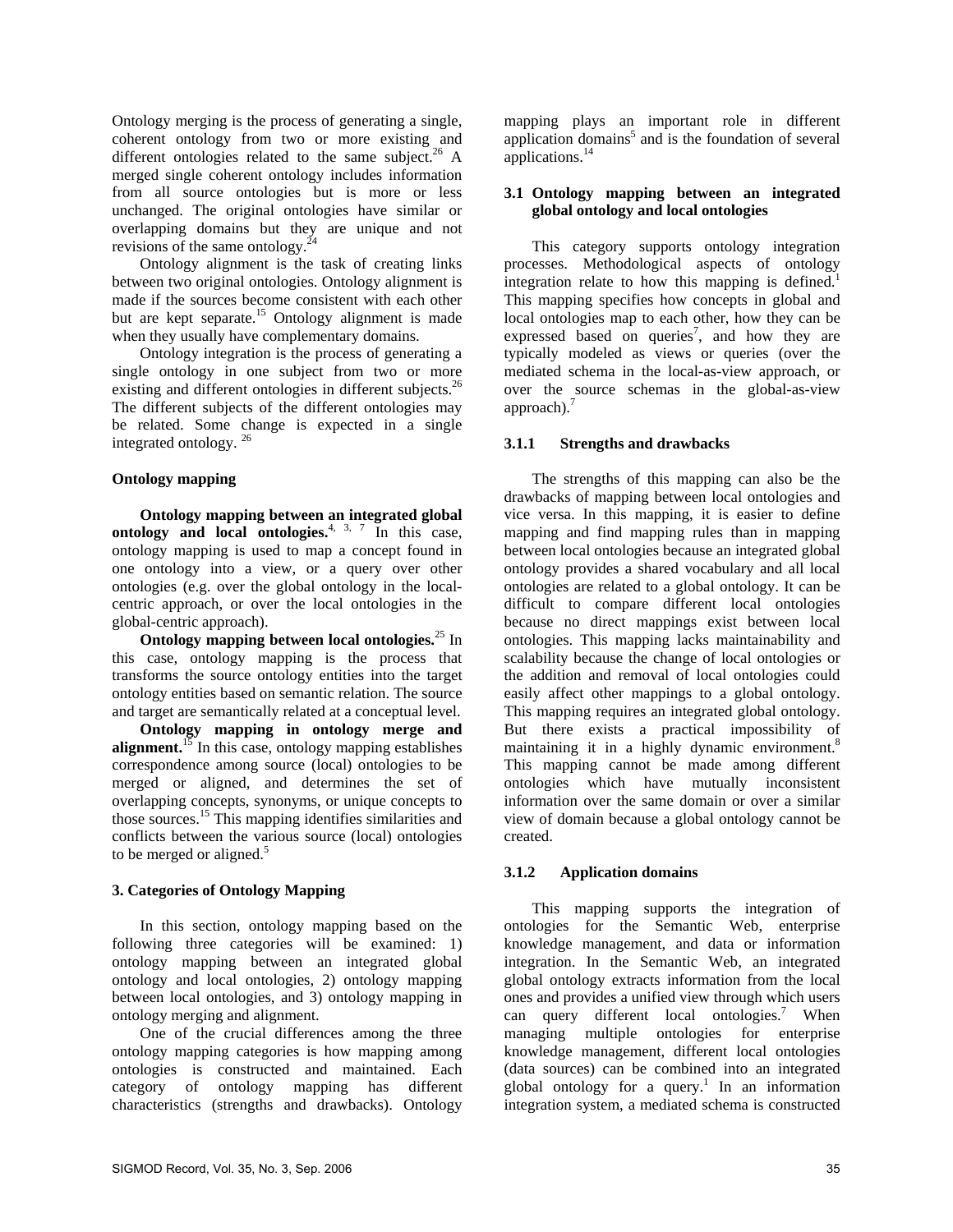Ontology merging is the process of generating a single, coherent ontology from two or more existing and different ontologies related to the same subject.[26] A merged single coherent ontology includes information from all source ontologies but is more or less unchanged. The original ontologies have similar or overlapping domains but they are unique and not revisions of the same ontology.[24]

Ontology alignment is the task of creating links between two original ontologies. Ontology alignment is made if the sources become consistent with each other but are kept separate.[15] Ontology alignment is made when they usually have complementary domains.

Ontology integration is the process of generating a single ontology in one subject from two or more existing and different ontologies in different subjects.[26] The different subjects of the different ontologies may be related. Some change is expected in a single integrated ontology.[26]

**Ontology mapping**

**Ontology mapping between an integrated global ontology and local ontologies.**[4, 3, 7] In this case, ontology mapping is used to map a concept found in one ontology into a view, or a query over other ontologies (e.g. over the global ontology in the local-centric approach, or over the local ontologies in the global-centric approach).

**Ontology mapping between local ontologies.**[25] In this case, ontology mapping is the process that transforms the source ontology entities into the target ontology entities based on semantic relation. The source and target are semantically related at a conceptual level.

**Ontology mapping in ontology merge and alignment.**[15] In this case, ontology mapping establishes correspondence among source (local) ontologies to be merged or aligned, and determines the set of overlapping concepts, synonyms, or unique concepts to those sources.[15] This mapping identifies similarities and conflicts between the various source (local) ontologies to be merged or aligned.[5]

## 3. Categories of Ontology Mapping

In this section, ontology mapping based on the following three categories will be examined: 1) ontology mapping between an integrated global ontology and local ontologies, 2) ontology mapping between local ontologies, and 3) ontology mapping in ontology merging and alignment.

One of the crucial differences among the three ontology mapping categories is how mapping among ontologies is constructed and maintained. Each category of ontology mapping has different characteristics (strengths and drawbacks). Ontology mapping plays an important role in different application domains[5] and is the foundation of several applications.[14]

### 3.1 Ontology mapping between an integrated global ontology and local ontologies

This category supports ontology integration processes. Methodological aspects of ontology integration relate to how this mapping is defined.[1] This mapping specifies how concepts in global and local ontologies map to each other, how they can be expressed based on queries[7], and how they are typically modeled as views or queries (over the mediated schema in the local-as-view approach, or over the source schemas in the global-as-view approach).[7]

#### 3.1.1 Strengths and drawbacks

The strengths of this mapping can also be the drawbacks of mapping between local ontologies and vice versa. In this mapping, it is easier to define mapping and find mapping rules than in mapping between local ontologies because an integrated global ontology provides a shared vocabulary and all local ontologies are related to a global ontology. It can be difficult to compare different local ontologies because no direct mappings exist between local ontologies. This mapping lacks maintainability and scalability because the change of local ontologies or the addition and removal of local ontologies could easily affect other mappings to a global ontology. This mapping requires an integrated global ontology. But there exists a practical impossibility of maintaining it in a highly dynamic environment.[8] This mapping cannot be made among different ontologies which have mutually inconsistent information over the same domain or over a similar view of domain because a global ontology cannot be created.

#### 3.1.2 Application domains

This mapping supports the integration of ontologies for the Semantic Web, enterprise knowledge management, and data or information integration. In the Semantic Web, an integrated global ontology extracts information from the local ones and provides a unified view through which users can query different local ontologies.[7] When managing multiple ontologies for enterprise knowledge management, different local ontologies (data sources) can be combined into an integrated global ontology for a query.[1] In an information integration system, a mediated schema is constructed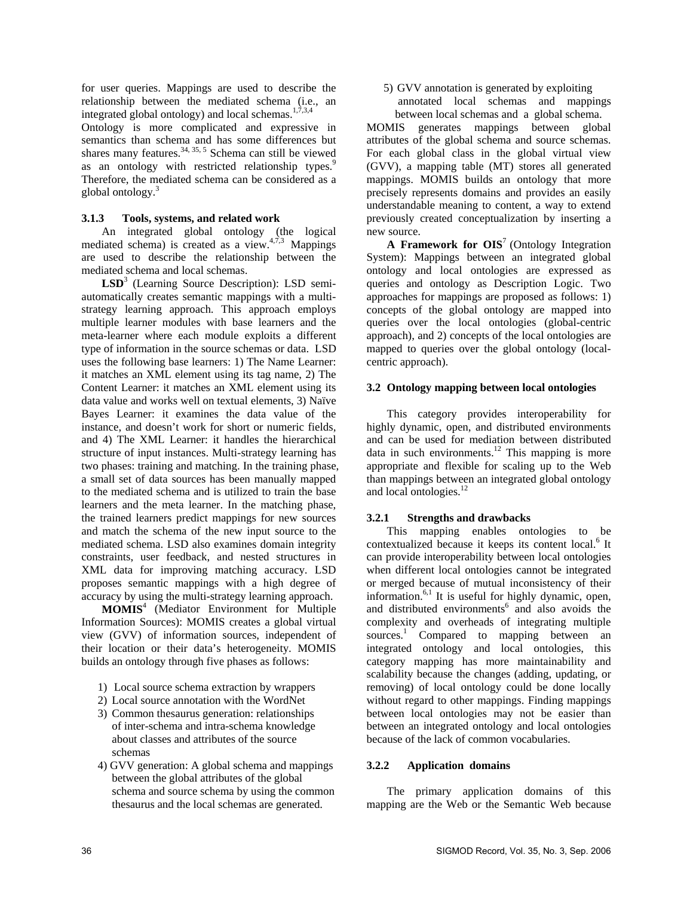for user queries. Mappings are used to describe the relationship between the mediated schema (i.e., an integrated global ontology) and local schemas.[1,7,3,4] Ontology is more complicated and expressive in semantics than schema and has some differences but shares many features.[34, 35, 5] Schema can still be viewed as an ontology with restricted relationship types.[9] Therefore, the mediated schema can be considered as a global ontology.[3]

### 3.1.3 Tools, systems, and related work

An integrated global ontology (the logical mediated schema) is created as a view.[4,7,3] Mappings are used to describe the relationship between the mediated schema and local schemas.

**LSD**[3] (Learning Source Description): LSD semi-automatically creates semantic mappings with a multi-strategy learning approach. This approach employs multiple learner modules with base learners and the meta-learner where each module exploits a different type of information in the source schemas or data. LSD uses the following base learners: 1) The Name Learner: it matches an XML element using its tag name, 2) The Content Learner: it matches an XML element using its data value and works well on textual elements, 3) Naïve Bayes Learner: it examines the data value of the instance, and doesn't work for short or numeric fields, and 4) The XML Learner: it handles the hierarchical structure of input instances. Multi-strategy learning has two phases: training and matching. In the training phase, a small set of data sources has been manually mapped to the mediated schema and is utilized to train the base learners and the meta learner. In the matching phase, the trained learners predict mappings for new sources and match the schema of the new input source to the mediated schema. LSD also examines domain integrity constraints, user feedback, and nested structures in XML data for improving matching accuracy. LSD proposes semantic mappings with a high degree of accuracy by using the multi-strategy learning approach.

**MOMIS**[4] (Mediator Environment for Multiple Information Sources): MOMIS creates a global virtual view (GVV) of information sources, independent of their location or their data's heterogeneity. MOMIS builds an ontology through five phases as follows:

1) Local source schema extraction by wrappers
2) Local source annotation with the WordNet
3) Common thesaurus generation: relationships of inter-schema and intra-schema knowledge about classes and attributes of the source schemas
4) GVV generation: A global schema and mappings between the global attributes of the global schema and source schema by using the common thesaurus and the local schemas are generated.
5) GVV annotation is generated by exploiting annotated local schemas and mappings between local schemas and a global schema.

MOMIS generates mappings between global attributes of the global schema and source schemas. For each global class in the global virtual view (GVV), a mapping table (MT) stores all generated mappings. MOMIS builds an ontology that more precisely represents domains and provides an easily understandable meaning to content, a way to extend previously created conceptualization by inserting a new source.

**A Framework for OIS**[7] (Ontology Integration System): Mappings between an integrated global ontology and local ontologies are expressed as queries and ontology as Description Logic. Two approaches for mappings are proposed as follows: 1) concepts of the global ontology are mapped into queries over the local ontologies (global-centric approach), and 2) concepts of the local ontologies are mapped to queries over the global ontology (local-centric approach).

## 3.2 Ontology mapping between local ontologies

This category provides interoperability for highly dynamic, open, and distributed environments and can be used for mediation between distributed data in such environments.[12] This mapping is more appropriate and flexible for scaling up to the Web than mappings between an integrated global ontology and local ontologies.[12]

### 3.2.1 Strengths and drawbacks

This mapping enables ontologies to be contextualized because it keeps its content local.[6] It can provide interoperability between local ontologies when different local ontologies cannot be integrated or merged because of mutual inconsistency of their information.[6,1] It is useful for highly dynamic, open, and distributed environments[6] and also avoids the complexity and overheads of integrating multiple sources.[1] Compared to mapping between an integrated ontology and local ontologies, this category mapping has more maintainability and scalability because the changes (adding, updating, or removing) of local ontology could be done locally without regard to other mappings. Finding mappings between local ontologies may not be easier than between an integrated ontology and local ontologies because of the lack of common vocabularies.

### 3.2.2 Application domains

The primary application domains of this mapping are the Web or the Semantic Web because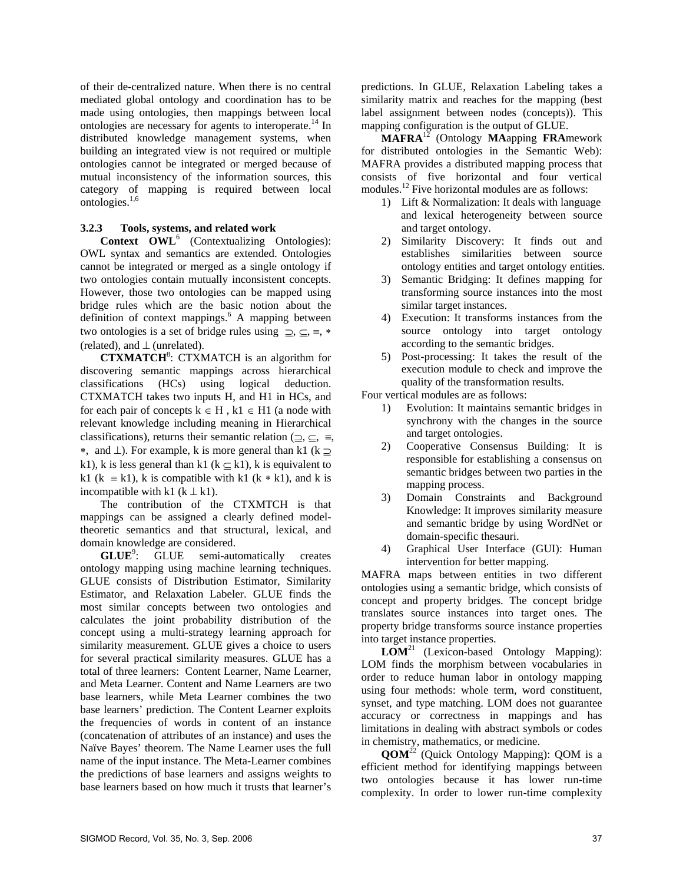of their de-centralized nature. When there is no central mediated global ontology and coordination has to be made using ontologies, then mappings between local ontologies are necessary for agents to interoperate.[14] In distributed knowledge management systems, when building an integrated view is not required or multiple ontologies cannot be integrated or merged because of mutual inconsistency of the information sources, this category of mapping is required between local ontologies.[1,6]

### 3.2.3 Tools, systems, and related work

**Context OWL**[6] (Contextualizing Ontologies): OWL syntax and semantics are extended. Ontologies cannot be integrated or merged as a single ontology if two ontologies contain mutually inconsistent concepts. However, those two ontologies can be mapped using bridge rules which are the basic notion about the definition of context mappings.[6] A mapping between two ontologies is a set of bridge rules using $\supseteq$, $\subseteq$, $\equiv$, $*$ (related), and $\perp$ (unrelated).

**CTXMATCH**[8]: CTXMATCH is an algorithm for discovering semantic mappings across hierarchical classifications (HCs) using logical deduction. CTXMATCH takes two inputs H, and H1 in HCs, and for each pair of concepts $k \in H$ , $k1 \in H1$ (a node with relevant knowledge including meaning in Hierarchical classifications), returns their semantic relation ($\supseteq$, $\subseteq$, $\equiv$, $*$, and $\perp$). For example, k is more general than k1 ($k \supseteq k1$), k is less general than k1 ($k \subseteq k1$), k is equivalent to k1 ($k \equiv k1$), k is compatible with k1 ($k * k1$), and k is incompatible with k1 ($k \perp k1$).

The contribution of the CTXMTCH is that mappings can be assigned a clearly defined model-theoretic semantics and that structural, lexical, and domain knowledge are considered.

**GLUE**[9]: GLUE semi-automatically creates ontology mapping using machine learning techniques. GLUE consists of Distribution Estimator, Similarity Estimator, and Relaxation Labeler. GLUE finds the most similar concepts between two ontologies and calculates the joint probability distribution of the concept using a multi-strategy learning approach for similarity measurement. GLUE gives a choice to users for several practical similarity measures. GLUE has a total of three learners: Content Learner, Name Learner, and Meta Learner. Content and Name Learners are two base learners, while Meta Learner combines the two base learners' prediction. The Content Learner exploits the frequencies of words in content of an instance (concatenation of attributes of an instance) and uses the Naïve Bayes' theorem. The Name Learner uses the full name of the input instance. The Meta-Learner combines the predictions of base learners and assigns weights to base learners based on how much it trusts that learner's predictions. In GLUE, Relaxation Labeling takes a similarity matrix and reaches for the mapping (best label assignment between nodes (concepts)). This mapping configuration is the output of GLUE.

**MAFRA**[12] (Ontology **MA**apping **FRA**mework for distributed ontologies in the Semantic Web): MAFRA provides a distributed mapping process that consists of five horizontal and four vertical modules.[12] Five horizontal modules are as follows:

1) Lift & Normalization: It deals with language and lexical heterogeneity between source and target ontology.
2) Similarity Discovery: It finds out and establishes similarities between source ontology entities and target ontology entities.
3) Semantic Bridging: It defines mapping for transforming source instances into the most similar target instances.
4) Execution: It transforms instances from the source ontology into target ontology according to the semantic bridges.
5) Post-processing: It takes the result of the execution module to check and improve the quality of the transformation results.

Four vertical modules are as follows:

1) Evolution: It maintains semantic bridges in synchrony with the changes in the source and target ontologies.
2) Cooperative Consensus Building: It is responsible for establishing a consensus on semantic bridges between two parties in the mapping process.
3) Domain Constraints and Background Knowledge: It improves similarity measure and semantic bridge by using WordNet or domain-specific thesauri.
4) Graphical User Interface (GUI): Human intervention for better mapping.

MAFRA maps between entities in two different ontologies using a semantic bridge, which consists of concept and property bridges. The concept bridge translates source instances into target ones. The property bridge transforms source instance properties into target instance properties.

**LOM**[21] (Lexicon-based Ontology Mapping): LOM finds the morphism between vocabularies in order to reduce human labor in ontology mapping using four methods: whole term, word constituent, synset, and type matching. LOM does not guarantee accuracy or correctness in mappings and has limitations in dealing with abstract symbols or codes in chemistry, mathematics, or medicine.

**QOM**[22] (Quick Ontology Mapping): QOM is a efficient method for identifying mappings between two ontologies because it has lower run-time complexity. In order to lower run-time complexity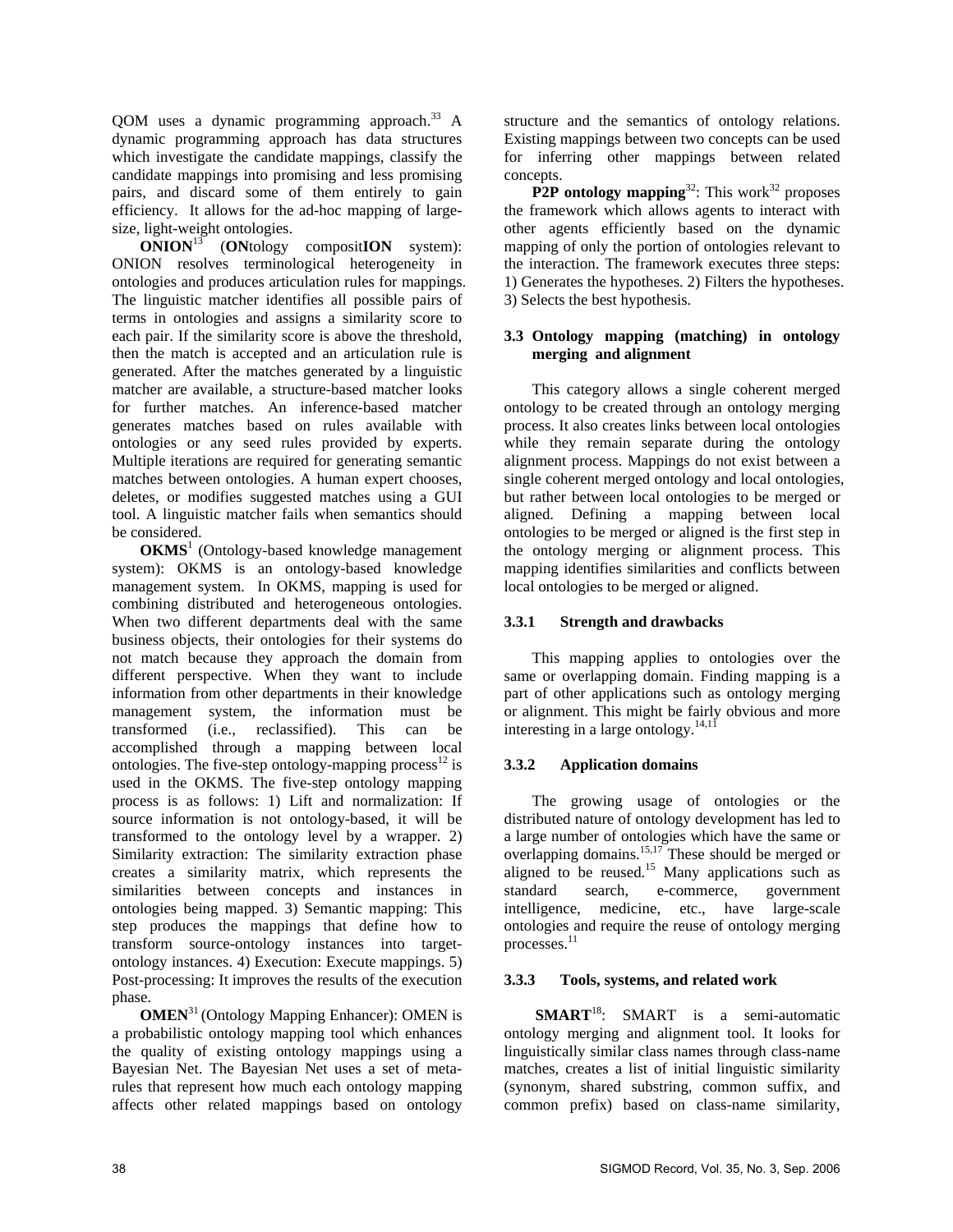QOM uses a dynamic programming approach.[33] A dynamic programming approach has data structures which investigate the candidate mappings, classify the candidate mappings into promising and less promising pairs, and discard some of them entirely to gain efficiency. It allows for the ad-hoc mapping of large-size, light-weight ontologies.

**ONION**[13] (**ON**tology composit**ION** system): ONION resolves terminological heterogeneity in ontologies and produces articulation rules for mappings. The linguistic matcher identifies all possible pairs of terms in ontologies and assigns a similarity score to each pair. If the similarity score is above the threshold, then the match is accepted and an articulation rule is generated. After the matches generated by a linguistic matcher are available, a structure-based matcher looks for further matches. An inference-based matcher generates matches based on rules available with ontologies or any seed rules provided by experts. Multiple iterations are required for generating semantic matches between ontologies. A human expert chooses, deletes, or modifies suggested matches using a GUI tool. A linguistic matcher fails when semantics should be considered.

**OKMS**[1] (Ontology-based knowledge management system): OKMS is an ontology-based knowledge management system. In OKMS, mapping is used for combining distributed and heterogeneous ontologies. When two different departments deal with the same business objects, their ontologies for their systems do not match because they approach the domain from different perspective. When they want to include information from other departments in their knowledge management system, the information must be transformed (i.e., reclassified). This can be accomplished through a mapping between local ontologies. The five-step ontology-mapping process[12] is used in the OKMS. The five-step ontology mapping process is as follows: 1) Lift and normalization: If source information is not ontology-based, it will be transformed to the ontology level by a wrapper. 2) Similarity extraction: The similarity extraction phase creates a similarity matrix, which represents the similarities between concepts and instances in ontologies being mapped. 3) Semantic mapping: This step produces the mappings that define how to transform source-ontology instances into target-ontology instances. 4) Execution: Execute mappings. 5) Post-processing: It improves the results of the execution phase.

**OMEN**[31] (Ontology Mapping Enhancer): OMEN is a probabilistic ontology mapping tool which enhances the quality of existing ontology mappings using a Bayesian Net. The Bayesian Net uses a set of meta-rules that represent how much each ontology mapping affects other related mappings based on ontology structure and the semantics of ontology relations. Existing mappings between two concepts can be used for inferring other mappings between related concepts.

**P2P ontology mapping**[32]: This work[32] proposes the framework which allows agents to interact with other agents efficiently based on the dynamic mapping of only the portion of ontologies relevant to the interaction. The framework executes three steps: 1) Generates the hypotheses. 2) Filters the hypotheses. 3) Selects the best hypothesis.

### 3.3 Ontology mapping (matching) in ontology merging and alignment

This category allows a single coherent merged ontology to be created through an ontology merging process. It also creates links between local ontologies while they remain separate during the ontology alignment process. Mappings do not exist between a single coherent merged ontology and local ontologies, but rather between local ontologies to be merged or aligned. Defining a mapping between local ontologies to be merged or aligned is the first step in the ontology merging or alignment process. This mapping identifies similarities and conflicts between local ontologies to be merged or aligned.

#### 3.3.1 Strength and drawbacks

This mapping applies to ontologies over the same or overlapping domain. Finding mapping is a part of other applications such as ontology merging or alignment. This might be fairly obvious and more interesting in a large ontology.[14,11]

#### 3.3.2 Application domains

The growing usage of ontologies or the distributed nature of ontology development has led to a large number of ontologies which have the same or overlapping domains.[15,17] These should be merged or aligned to be reused.[15] Many applications such as standard search, e-commerce, government intelligence, medicine, etc., have large-scale ontologies and require the reuse of ontology merging processes.[11]

#### 3.3.3 Tools, systems, and related work

**SMART**[18]: SMART is a semi-automatic ontology merging and alignment tool. It looks for linguistically similar class names through class-name matches, creates a list of initial linguistic similarity (synonym, shared substring, common suffix, and common prefix) based on class-name similarity,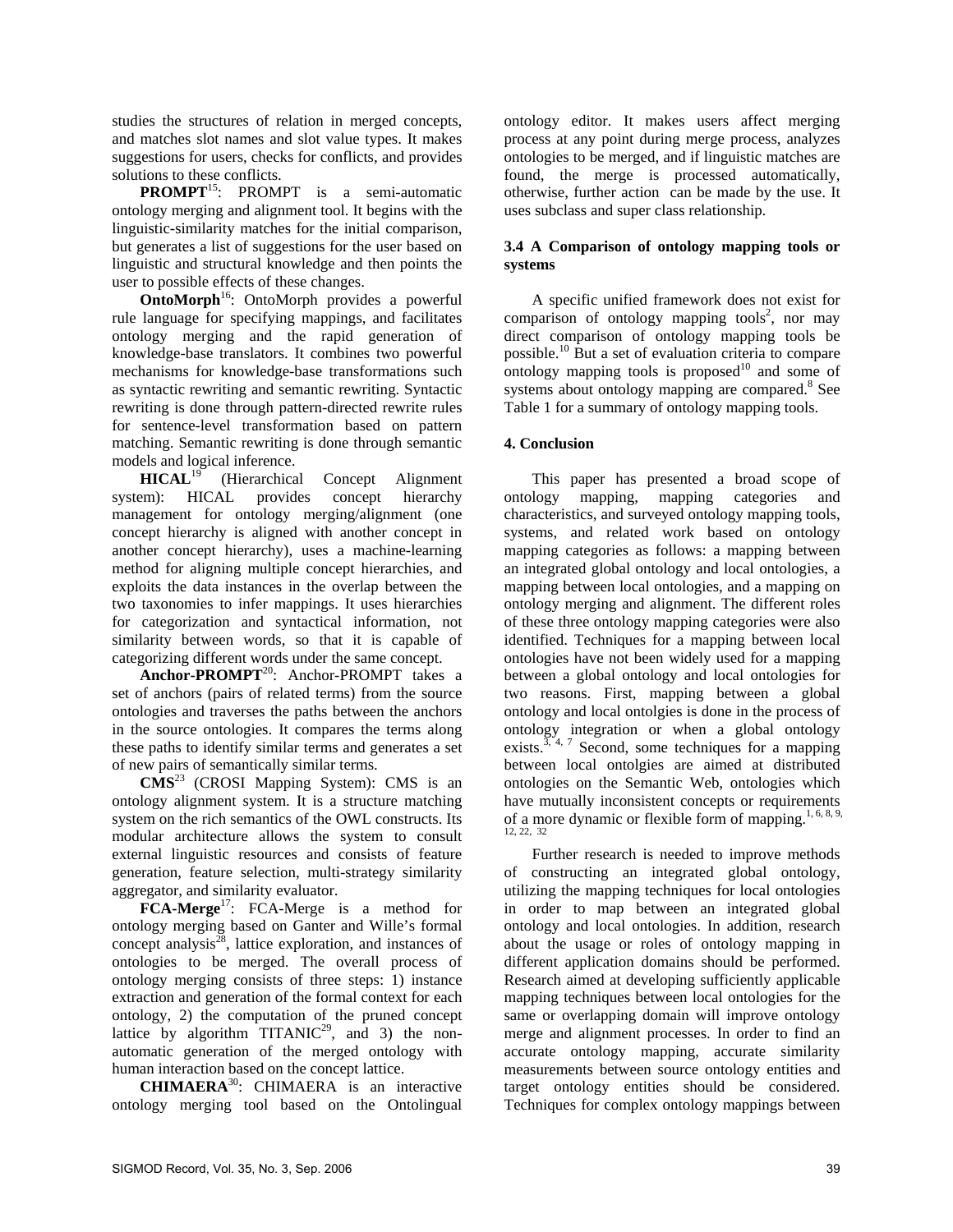studies the structures of relation in merged concepts, and matches slot names and slot value types. It makes suggestions for users, checks for conflicts, and provides solutions to these conflicts.

**PROMPT**[15]: PROMPT is a semi-automatic ontology merging and alignment tool. It begins with the linguistic-similarity matches for the initial comparison, but generates a list of suggestions for the user based on linguistic and structural knowledge and then points the user to possible effects of these changes.

**OntoMorph**[16]: OntoMorph provides a powerful rule language for specifying mappings, and facilitates ontology merging and the rapid generation of knowledge-base translators. It combines two powerful mechanisms for knowledge-base transformations such as syntactic rewriting and semantic rewriting. Syntactic rewriting is done through pattern-directed rewrite rules for sentence-level transformation based on pattern matching. Semantic rewriting is done through semantic models and logical inference.

**HICAL**[19] (Hierarchical Concept Alignment system): HICAL provides concept hierarchy management for ontology merging/alignment (one concept hierarchy is aligned with another concept in another concept hierarchy), uses a machine-learning method for aligning multiple concept hierarchies, and exploits the data instances in the overlap between the two taxonomies to infer mappings. It uses hierarchies for categorization and syntactical information, not similarity between words, so that it is capable of categorizing different words under the same concept.

**Anchor-PROMPT**[20]: Anchor-PROMPT takes a set of anchors (pairs of related terms) from the source ontologies and traverses the paths between the anchors in the source ontologies. It compares the terms along these paths to identify similar terms and generates a set of new pairs of semantically similar terms.

**CMS**[23] (CROSI Mapping System): CMS is an ontology alignment system. It is a structure matching system on the rich semantics of the OWL constructs. Its modular architecture allows the system to consult external linguistic resources and consists of feature generation, feature selection, multi-strategy similarity aggregator, and similarity evaluator.

**FCA-Merge**[17]: FCA-Merge is a method for ontology merging based on Ganter and Wille's formal concept analysis[28], lattice exploration, and instances of ontologies to be merged. The overall process of ontology merging consists of three steps: 1) instance extraction and generation of the formal context for each ontology, 2) the computation of the pruned concept lattice by algorithm TITANIC[29], and 3) the non-automatic generation of the merged ontology with human interaction based on the concept lattice.

**CHIMAERA**[30]: CHIMAERA is an interactive ontology merging tool based on the Ontolingual ontology editor. It makes users affect merging process at any point during merge process, analyzes ontologies to be merged, and if linguistic matches are found, the merge is processed automatically, otherwise, further action can be made by the use. It uses subclass and super class relationship.

### 3.4 A Comparison of ontology mapping tools or systems

A specific unified framework does not exist for comparison of ontology mapping tools[2], nor may direct comparison of ontology mapping tools be possible.[10] But a set of evaluation criteria to compare ontology mapping tools is proposed[10] and some of systems about ontology mapping are compared.[8] See Table 1 for a summary of ontology mapping tools.

## 4. Conclusion

This paper has presented a broad scope of ontology mapping, mapping categories and characteristics, and surveyed ontology mapping tools, systems, and related work based on ontology mapping categories as follows: a mapping between an integrated global ontology and local ontologies, a mapping between local ontologies, and a mapping on ontology merging and alignment. The different roles of these three ontology mapping categories were also identified. Techniques for a mapping between local ontologies have not been widely used for a mapping between a global ontology and local ontologies for two reasons. First, mapping between a global ontology and local ontolgies is done in the process of ontology integration or when a global ontology exists.[3, 4, 7] Second, some techniques for a mapping between local ontolgies are aimed at distributed ontologies on the Semantic Web, ontologies which have mutually inconsistent concepts or requirements of a more dynamic or flexible form of mapping.[1, 6, 8, 9, 12, 22, 32]

Further research is needed to improve methods of constructing an integrated global ontology, utilizing the mapping techniques for local ontologies in order to map between an integrated global ontology and local ontologies. In addition, research about the usage or roles of ontology mapping in different application domains should be performed. Research aimed at developing sufficiently applicable mapping techniques between local ontologies for the same or overlapping domain will improve ontology merge and alignment processes. In order to find an accurate ontology mapping, accurate similarity measurements between source ontology entities and target ontology entities should be considered. Techniques for complex ontology mappings between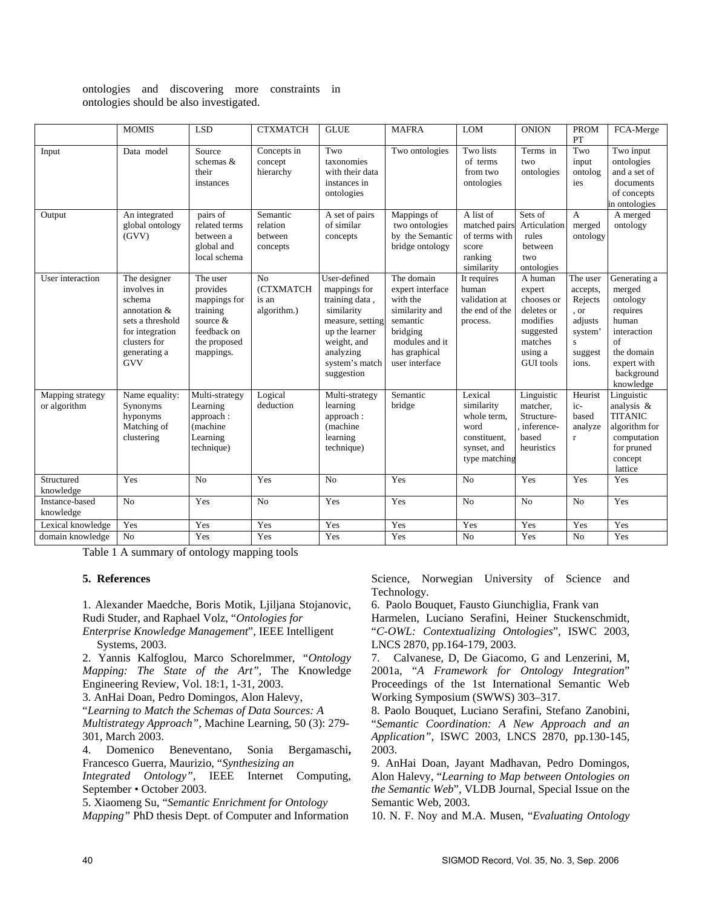ontologies and discovering more constraints in ontologies should be also investigated.

| | MOMIS | LSD | CTXMATCH | GLUE | MAFRA | LOM | ONION | PROMPT | FCA-Merge |
|---|---|---|---|---|---|---|---|---|---|
| Input | Data model | Source schemas & their instances | Concepts in concept hierarchy | Two taxonomies with their data instances in ontologies | Two ontologies | Two lists of terms from two ontologies | Terms in two ontologies | Two input ontologies | Two input ontologies and a set of documents of concepts in ontologies |
| Output | An integrated global ontology (GVV) | pairs of related terms between a global and local schema | Semantic relation between concepts | A set of pairs of similar concepts | Mappings of two ontologies by the Semantic bridge ontology | A list of matched pairs of terms with score ranking similarity | Sets of Articulation rules between two ontologies | A merged ontology | A merged ontology |
| User interaction | The designer involves in schema annotation & sets a threshold for integration clusters for generating a GVV | The user provides mappings for training source & feedback on the proposed mappings. | No (CTXMATCH is an algorithm.) | User-defined mappings for training data , similarity measure, setting up the learner weight, and analyzing system's match suggestion | The domain expert interface with the similarity and semantic bridging modules and it has graphical user interface | It requires human validation at the end of the process. | A human expert chooses or deletes or modifies suggested matches using a GUI tools | The user accepts, Rejects , or adjusts system's suggestions. | Generating a merged ontology requires human interaction of the domain expert with background knowledge |
| Mapping strategy or algorithm | Name equality: Synonyms hyponyms Matching of clustering | Multi-strategy Learning approach : (machine Learning technique) | Logical deduction | Multi-strategy learning approach : (machine learning technique) | Semantic bridge | Lexical similarity whole term, word constituent, synset, and type matching | Linguistic matcher, Structure-, inference-based heuristics | Heuristic-based analyzer | Linguistic analysis & TITANIC algorithm for computation for pruned concept lattice |
| Structured knowledge | Yes | No | Yes | No | Yes | No | Yes | Yes | Yes |
| Instance-based knowledge | No | Yes | No | Yes | Yes | No | No | No | Yes |
| Lexical knowledge | Yes | Yes | Yes | Yes | Yes | Yes | Yes | Yes | Yes |
| domain knowledge | No | Yes | Yes | Yes | Yes | No | Yes | No | Yes |

Table 1 A summary of ontology mapping tools

## 5. References

1. Alexander Maedche, Boris Motik, Ljiljana Stojanovic, Rudi Studer, and Raphael Volz, "*Ontologies for Enterprise Knowledge Management*", IEEE Intelligent Systems, 2003.
2. Yannis Kalfoglou, Marco Schorelmmer, "*Ontology Mapping: The State of the Art"*, The Knowledge Engineering Review, Vol. 18:1, 1-31, 2003.
3. AnHai Doan, Pedro Domingos, Alon Halevy, "*Learning to Match the Schemas of Data Sources: A Multistrategy Approach"*, Machine Learning, 50 (3): 279-301, March 2003.
4. Domenico Beneventano, Sonia Bergamaschi, Francesco Guerra, Maurizio, "*Synthesizing an Integrated Ontology"*, IEEE Internet Computing, September • October 2003.
5. Xiaomeng Su, "*Semantic Enrichment for Ontology Mapping"* PhD thesis Dept. of Computer and Information Science, Norwegian University of Science and Technology.
6. Paolo Bouquet, Fausto Giunchiglia, Frank van Harmelen, Luciano Serafini, Heiner Stuckenschmidt, "*C-OWL: Contextualizing Ontologies*", ISWC 2003, LNCS 2870, pp.164-179, 2003.
7. Calvanese, D, De Giacomo, G and Lenzerini, M, 2001a, "*A Framework for Ontology Integration*" Proceedings of the 1st International Semantic Web Working Symposium (SWWS) 303–317.
8. Paolo Bouquet, Luciano Serafini, Stefano Zanobini, "*Semantic Coordination: A New Approach and an Application"*, ISWC 2003, LNCS 2870, pp.130-145, 2003.
9. AnHai Doan, Jayant Madhavan, Pedro Domingos, Alon Halevy, "*Learning to Map between Ontologies on the Semantic Web*", VLDB Journal, Special Issue on the Semantic Web, 2003.
10. N. F. Noy and M.A. Musen, "*Evaluating Ontology*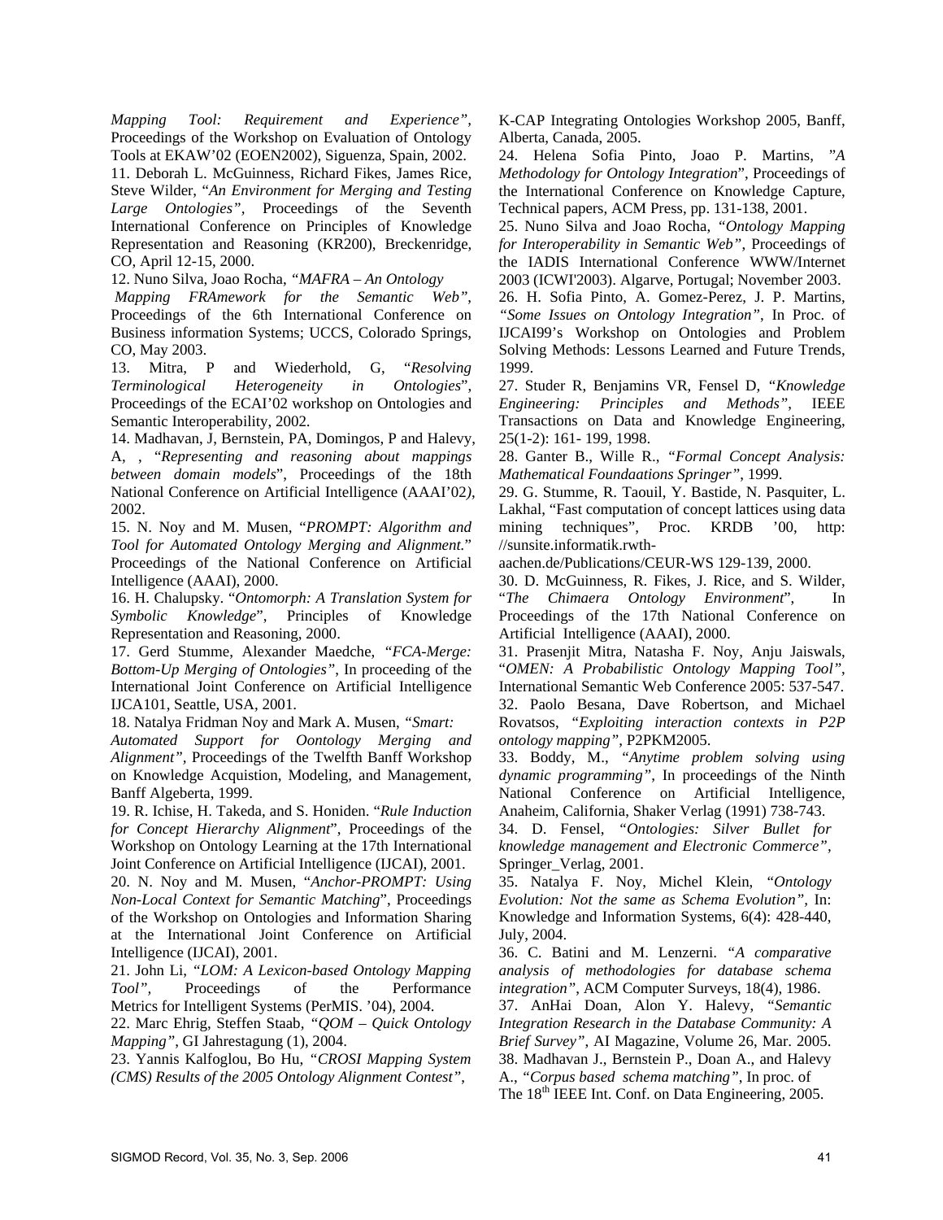*Mapping Tool: Requirement and Experience"*, Proceedings of the Workshop on Evaluation of Ontology Tools at EKAW'02 (EOEN2002), Siguenza, Spain, 2002.

11. Deborah L. McGuinness, Richard Fikes, James Rice, Steve Wilder, "*An Environment for Merging and Testing Large Ontologies"*, Proceedings of the Seventh International Conference on Principles of Knowledge Representation and Reasoning (KR200), Breckenridge, CO, April 12-15, 2000.

12. Nuno Silva, Joao Rocha, *"MAFRA – An Ontology Mapping FRAmework for the Semantic Web"*, Proceedings of the 6th International Conference on Business information Systems; UCCS, Colorado Springs, CO, May 2003.

13. Mitra, P and Wiederhold, G, "*Resolving Terminological Heterogeneity in Ontologies*", Proceedings of the ECAI'02 workshop on Ontologies and Semantic Interoperability, 2002.

14. Madhavan, J, Bernstein, PA, Domingos, P and Halevy, A, , "*Representing and reasoning about mappings between domain models*", Proceedings of the 18th National Conference on Artificial Intelligence (AAAI'02), 2002.

15. N. Noy and M. Musen, "*PROMPT: Algorithm and Tool for Automated Ontology Merging and Alignment.*" Proceedings of the National Conference on Artificial Intelligence (AAAI), 2000.

16. H. Chalupsky. "*Ontomorph: A Translation System for Symbolic Knowledge*", Principles of Knowledge Representation and Reasoning, 2000.

17. Gerd Stumme, Alexander Maedche, *"FCA-Merge: Bottom-Up Merging of Ontologies"*, In proceeding of the International Joint Conference on Artificial Intelligence IJCA101, Seattle, USA, 2001.

18. Natalya Fridman Noy and Mark A. Musen, *"Smart: Automated Support for Oontology Merging and Alignment"*, Proceedings of the Twelfth Banff Workshop on Knowledge Acquistion, Modeling, and Management, Banff Algeberta, 1999.

19. R. Ichise, H. Takeda, and S. Honiden. "*Rule Induction for Concept Hierarchy Alignment*", Proceedings of the Workshop on Ontology Learning at the 17th International Joint Conference on Artificial Intelligence (IJCAI), 2001.

20. N. Noy and M. Musen, "*Anchor-PROMPT: Using Non-Local Context for Semantic Matching*", Proceedings of the Workshop on Ontologies and Information Sharing at the International Joint Conference on Artificial Intelligence (IJCAI), 2001.

21. John Li, *"LOM: A Lexicon-based Ontology Mapping Tool"*, Proceedings of the Performance Metrics for Intelligent Systems (PerMIS. '04), 2004.

22. Marc Ehrig, Steffen Staab, *"QOM – Quick Ontology Mapping"*, GI Jahrestagung (1), 2004.

23. Yannis Kalfoglou, Bo Hu, *"CROSI Mapping System (CMS) Results of the 2005 Ontology Alignment Contest"*, K-CAP Integrating Ontologies Workshop 2005, Banff, Alberta, Canada, 2005.

24. Helena Sofia Pinto, Joao P. Martins, "*A Methodology for Ontology Integration*", Proceedings of the International Conference on Knowledge Capture, Technical papers, ACM Press, pp. 131-138, 2001.

25. Nuno Silva and Joao Rocha, *"Ontology Mapping for Interoperability in Semantic Web"*, Proceedings of the IADIS International Conference WWW/Internet 2003 (ICWI'2003). Algarve, Portugal; November 2003.

26. H. Sofia Pinto, A. Gomez-Perez, J. P. Martins, *"Some Issues on Ontology Integration"*, In Proc. of IJCAI99's Workshop on Ontologies and Problem Solving Methods: Lessons Learned and Future Trends, 1999.

27. Studer R, Benjamins VR, Fensel D, "*Knowledge Engineering: Principles and Methods"*, IEEE Transactions on Data and Knowledge Engineering, 25(1-2): 161- 199, 1998.

28. Ganter B., Wille R., *"Formal Concept Analysis: Mathematical Foundaations Springer"*, 1999.

29. G. Stumme, R. Taouil, Y. Bastide, N. Pasquiter, L. Lakhal, "Fast computation of concept lattices using data mining techniques", Proc. KRDB '00, http: //sunsite.informatik.rwth-aachen.de/Publications/CEUR-WS 129-139, 2000.

30. D. McGuinness, R. Fikes, J. Rice, and S. Wilder, "*The Chimaera Ontology Environment*", In Proceedings of the 17th National Conference on Artificial Intelligence (AAAI), 2000.

31. Prasenjit Mitra, Natasha F. Noy, Anju Jaiswals, "*OMEN: A Probabilistic Ontology Mapping Tool"*, International Semantic Web Conference 2005: 537-547.

32. Paolo Besana, Dave Robertson, and Michael Rovatsos, *"Exploiting interaction contexts in P2P ontology mapping"*, P2PKM2005.

33. Boddy, M., *"Anytime problem solving using dynamic programming"*, In proceedings of the Ninth National Conference on Artificial Intelligence, Anaheim, California, Shaker Verlag (1991) 738-743.

34. D. Fensel, *"Ontologies: Silver Bullet for knowledge management and Electronic Commerce"*, Springer_Verlag, 2001.

35. Natalya F. Noy, Michel Klein, *"Ontology Evolution: Not the same as Schema Evolution"*, In: Knowledge and Information Systems, 6(4): 428-440, July, 2004.

36. C. Batini and M. Lenzerni. *"A comparative analysis of methodologies for database schema integration"*, ACM Computer Surveys, 18(4), 1986.

37. AnHai Doan, Alon Y. Halevy, *"Semantic Integration Research in the Database Community: A Brief Survey"*, AI Magazine, Volume 26, Mar. 2005.

38. Madhavan J., Bernstein P., Doan A., and Halevy A., "*Corpus based schema matching"*, In proc. of The 18th IEEE Int. Conf. on Data Engineering, 2005.